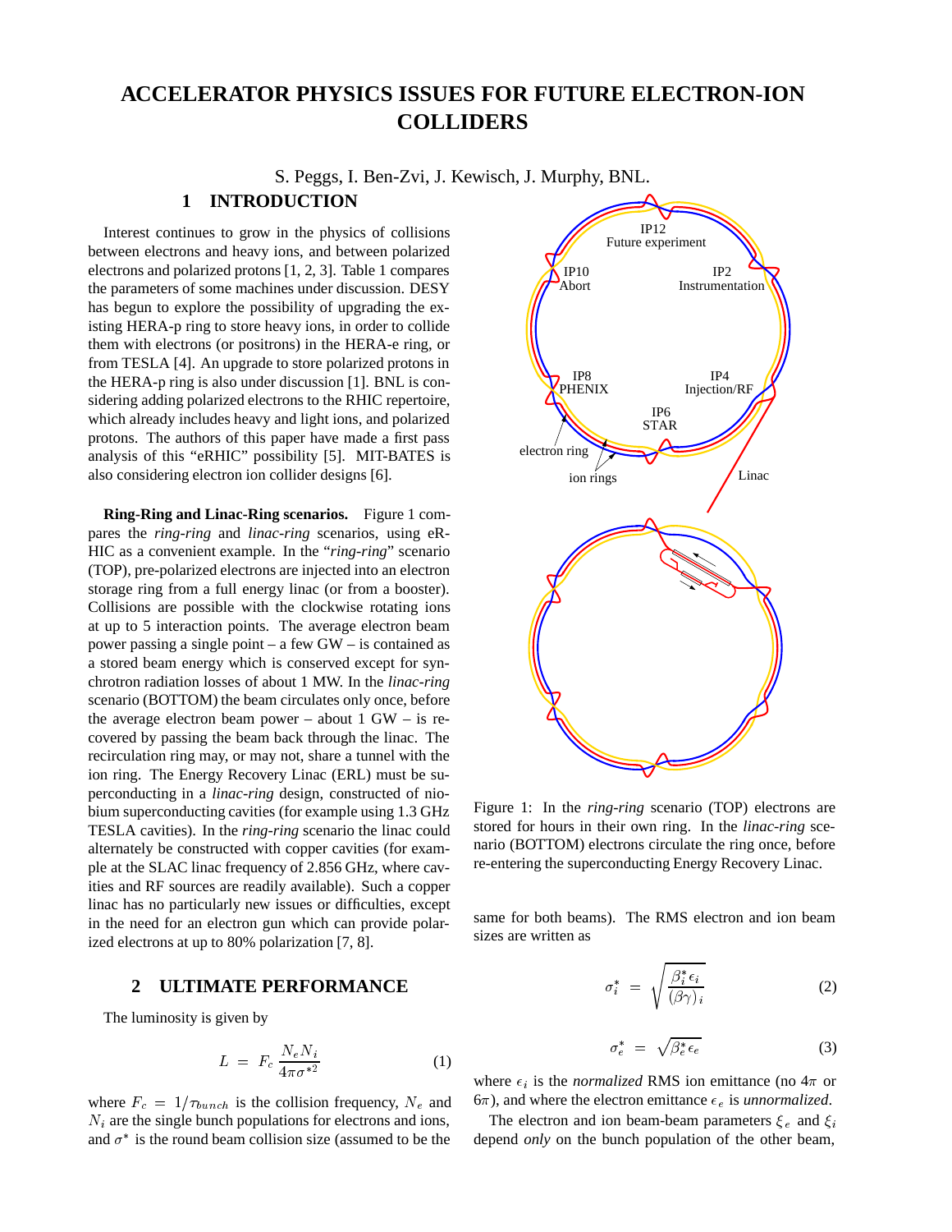# ACCELERATOR PHYSICS ISSUES FOR FUTURE ELECTRON-ION COLLIDERS

S. Peggs, I. Ben-Zvi, J. Kewisch, J. Murphy, BNL.

## 1 INTRODUCTION

Interest continues to grow in the physics of collisions between electrons and heavy ions, and between polarized electrons and polarized protons [1, 2, 3]. Table 1 compares the parameters of some machines under discussion. DESY has begun to explore the possibility of upgrading the existing HERA-p ring to store heavy ions, in order to collide them with electrons (or positrons) in the HERA-e ring, or from TESLA [4]. An upgrade to store polarized protons in the HERA-p ring is also under discussion [1]. BNL is considering adding polarized electrons to the RHIC repertoire, which already includes heavy and light ions, and polarized protons. The authors of this paper have made a first pass analysis of this "eRHIC" possibility [5]. MIT-BATES is also considering electron ion collider designs [6].

**Ring-Ring and Linac-Ring scenarios.** Figure 1 compares the *ring-ring* and *linac-ring* scenarios, using eRHIC as a convenient example. In the "*ring-ring*" scenario (TOP), pre-polarized electrons are injected into an electron storage ring from a full energy linac (or from a booster). Collisions are possible with the clockwise rotating ions at up to 5 interaction points. The average electron beam power passing a single point – a few GW – is contained as a stored beam energy which is conserved except for synchrotron radiation losses of about 1 MW. In the *linac-ring* scenario (BOTTOM) the beam circulates only once, before the average electron beam power – about 1 GW – is recovered by passing the beam back through the linac. The recirculation ring may, or may not, share a tunnel with the ion ring. The Energy Recovery Linac (ERL) must be superconducting in a *linac-ring* design, constructed of niobium superconducting cavities (for example using 1.3 GHz TESLA cavities). In the *ring-ring* scenario the linac could alternately be constructed with copper cavities (for example at the SLAC linac frequency of 2.856 GHz, where cavities and RF sources are readily available). Such a copper linac has no particularly new issues or difficulties, except in the need for an electron gun which can provide polarized electrons at up to 80% polarization [7, 8].

Figure 1: In the *ring-ring* scenario (TOP) electrons are stored for hours in their own ring. In the *linac-ring* scenario (BOTTOM) electrons circulate the ring once, before re-entering the superconducting Energy Recovery Linac.

## 2 ULTIMATE PERFORMANCE

The luminosity is given by

$$L \;=\; F_c \,\frac{N_e N_i}{4\pi\sigma^{*2}} \tag{1}$$

where $F_c = 1/\tau_{bunch}$ is the collision frequency, $N_e$ and $N_i$ are the single bunch populations for electrons and ions, and $\sigma^*$ is the round beam collision size (assumed to be the same for both beams). The RMS electron and ion beam sizes are written as

$$\sigma_i^* \;=\; \sqrt{\frac{\beta_i^*\epsilon_i}{(\beta\gamma)_i}} \tag{2}$$

$$\sigma_e^* \;=\; \sqrt{\beta_e^*\epsilon_e} \tag{3}$$

where $\epsilon_i$ is the *normalized* RMS ion emittance (no $4\pi$ or $6\pi$), and where the electron emittance $\epsilon_e$ is *unnormalized*.

The electron and ion beam-beam parameters $\xi_e$ and $\xi_i$ depend *only* on the bunch population of the other beam,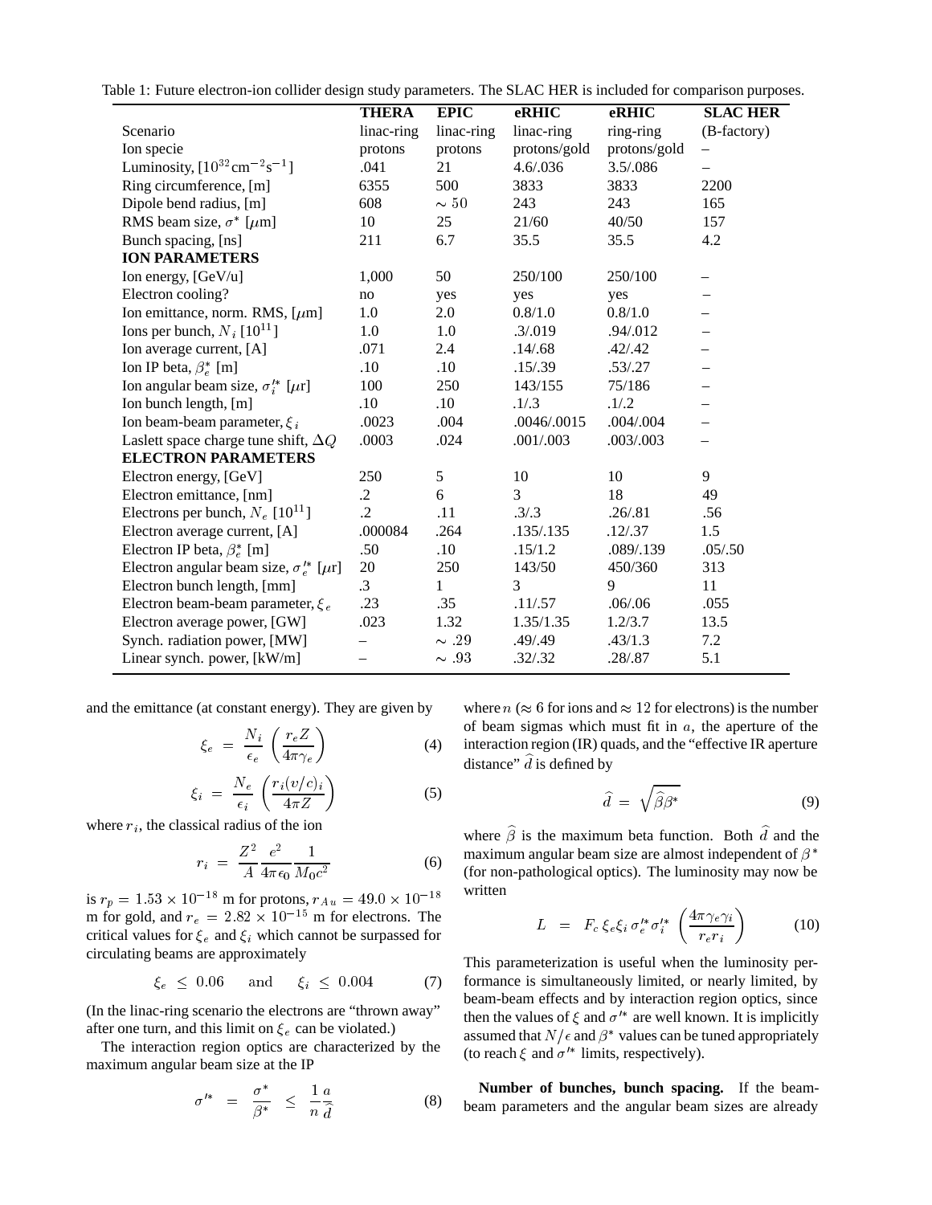Table 1: Future electron-ion collider design study parameters. The SLAC HER is included for comparison purposes.

| | **THERA** | **EPIC** | **eRHIC** | **eRHIC** | **SLAC HER** |
|---|---|---|---|---|---|
| Scenario | linac-ring | linac-ring | linac-ring | ring-ring | (B-factory) |
| Ion specie | protons | protons | protons/gold | protons/gold | – |
| Luminosity, $[10^{32}\,\mathrm{cm}^{-2}\mathrm{s}^{-1}]$ | .041 | 21 | 4.6/.036 | 3.5/.086 | – |
| Ring circumference, [m] | 6355 | 500 | 3833 | 3833 | 2200 |
| Dipole bend radius, [m] | 608 | $\sim 50$ | 243 | 243 | 165 |
| RMS beam size, $\sigma^*$ [$\mu$m] | 10 | 25 | 21/60 | 40/50 | 157 |
| Bunch spacing, [ns] | 211 | 6.7 | 35.5 | 35.5 | 4.2 |
| **ION PARAMETERS** | | | | | |
| Ion energy, [GeV/u] | 1,000 | 50 | 250/100 | 250/100 | – |
| Electron cooling? | no | yes | yes | yes | – |
| Ion emittance, norm. RMS, [$\mu$m] | 1.0 | 2.0 | 0.8/1.0 | 0.8/1.0 | – |
| Ions per bunch, $N_i$ $[10^{11}]$ | 1.0 | 1.0 | .3/.019 | .94/.012 | – |
| Ion average current, [A] | .071 | 2.4 | .14/.68 | .42/.42 | – |
| Ion IP beta, $\beta_e^*$ [m] | .10 | .10 | .15/.39 | .53/.27 | – |
| Ion angular beam size, $\sigma_i'^*$ [$\mu$r] | 100 | 250 | 143/155 | 75/186 | – |
| Ion bunch length, [m] | .10 | .10 | .1/.3 | .1/.2 | – |
| Ion beam-beam parameter, $\xi_i$ | .0023 | .004 | .0046/.0015 | .004/.004 | – |
| Laslett space charge tune shift, $\Delta Q$ | .0003 | .024 | .001/.003 | .003/.003 | – |
| **ELECTRON PARAMETERS** | | | | | |
| Electron energy, [GeV] | 250 | 5 | 10 | 10 | 9 |
| Electron emittance, [nm] | .2 | 6 | 3 | 18 | 49 |
| Electrons per bunch, $N_e$ $[10^{11}]$ | .2 | .11 | .3/.3 | .26/.81 | .56 |
| Electron average current, [A] | .000084 | .264 | .135/.135 | .12/.37 | 1.5 |
| Electron IP beta, $\beta_e^*$ [m] | .50 | .10 | .15/1.2 | .089/.139 | .05/.50 |
| Electron angular beam size, $\sigma_e'^*$ [$\mu$r] | 20 | 250 | 143/50 | 450/360 | 313 |
| Electron bunch length, [mm] | .3 | 1 | 3 | 9 | 11 |
| Electron beam-beam parameter, $\xi_e$ | .23 | .35 | .11/.57 | .06/.06 | .055 |
| Electron average power, [GW] | .023 | 1.32 | 1.35/1.35 | 1.2/3.7 | 13.5 |
| Synch. radiation power, [MW] | – | $\sim$ .29 | .49/.49 | .43/1.3 | 7.2 |
| Linear synch. power, [kW/m] | – | $\sim$ .93 | .32/.32 | .28/.87 | 5.1 |

and the emittance (at constant energy). They are given by

$$\xi_e \;=\; \frac{N_i}{\epsilon_e}\left(\frac{r_e Z}{4\pi\gamma_e}\right) \tag{4}$$

$$\xi_i \;=\; \frac{N_e}{\epsilon_i}\left(\frac{r_i (v/c)_i}{4\pi Z}\right) \tag{5}$$

where $r_i$, the classical radius of the ion

$$r_i \;=\; \frac{Z^2}{A}\frac{e^2}{4\pi\epsilon_0}\frac{1}{M_0 c^2} \tag{6}$$

is $r_p = 1.53\times10^{-18}$ m for protons, $r_{Au} = 49.0\times10^{-18}$ m for gold, and $r_e = 2.82\times10^{-15}$ m for electrons. The critical values for $\xi_e$ and $\xi_i$ which cannot be surpassed for circulating beams are approximately

$$\xi_e \;\leq\; 0.06 \qquad \text{and} \qquad \xi_i \;\leq\; 0.004 \tag{7}$$

(In the linac-ring scenario the electrons are "thrown away" after one turn, and this limit on $\xi_e$ can be violated.)

The interaction region optics are characterized by the maximum angular beam size at the IP

$$\sigma'^* \;=\; \frac{\sigma^*}{\beta^*} \;\leq\; \frac{1}{n}\frac{a}{\widehat{d}} \tag{8}$$

where $n$ ($\approx 6$ for ions and $\approx 12$ for electrons) is the number of beam sigmas which must fit in $a$, the aperture of the interaction region (IR) quads, and the "effective IR aperture distance" $\widehat{d}$ is defined by

$$\widehat{d} \;=\; \sqrt{\widehat{\beta}\beta^*} \tag{9}$$

where $\widehat{\beta}$ is the maximum beta function. Both $\widehat{d}$ and the maximum angular beam size are almost independent of $\beta^*$ (for non-pathological optics). The luminosity may now be written

$$L \;=\; F_c\,\xi_e\xi_i\,\sigma_e'^*\sigma_i'^*\left(\frac{4\pi\gamma_e\gamma_i}{r_e r_i}\right) \tag{10}$$

This parameterization is useful when the luminosity performance is simultaneously limited, or nearly limited, by beam-beam effects and by interaction region optics, since then the values of $\xi$ and $\sigma'^*$ are well known. It is implicitly assumed that $N/\epsilon$ and $\beta^*$ values can be tuned appropriately (to reach $\xi$ and $\sigma'^*$ limits, respectively).

**Number of bunches, bunch spacing.** If the beam-beam parameters and the angular beam sizes are already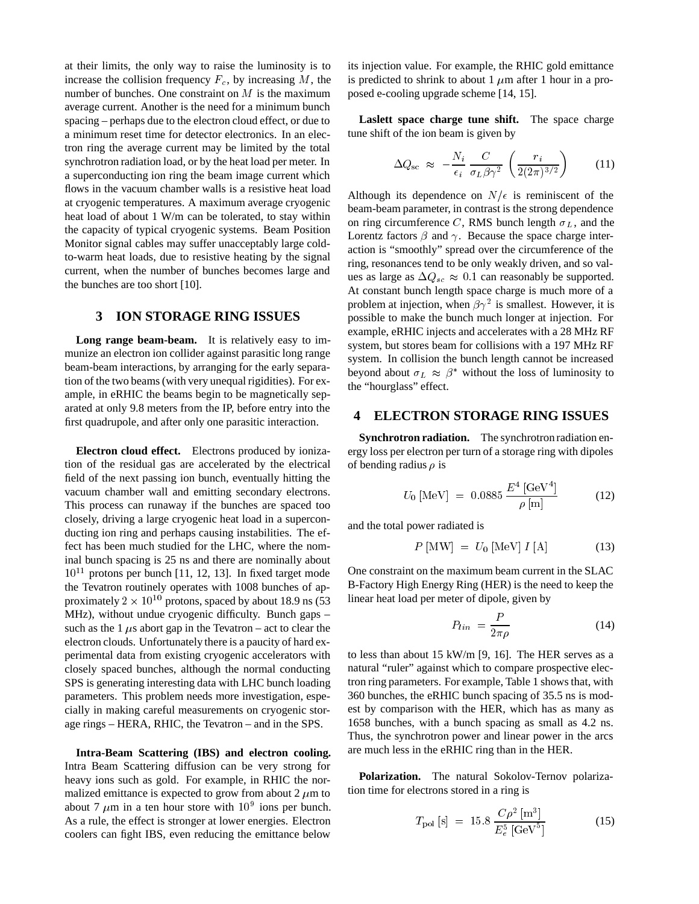at their limits, the only way to raise the luminosity is to increase the collision frequency $F_c$, by increasing $M$, the number of bunches. One constraint on $M$ is the maximum average current. Another is the need for a minimum bunch spacing – perhaps due to the electron cloud effect, or due to a minimum reset time for detector electronics. In an electron ring the average current may be limited by the total synchrotron radiation load, or by the heat load per meter. In a superconducting ion ring the beam image current which flows in the vacuum chamber walls is a resistive heat load at cryogenic temperatures. A maximum average cryogenic heat load of about 1 W/m can be tolerated, to stay within the capacity of typical cryogenic systems. Beam Position Monitor signal cables may suffer unacceptably large cold-to-warm heat loads, due to resistive heating by the signal current, when the number of bunches becomes large and the bunches are too short [10].

## 3 ION STORAGE RING ISSUES

**Long range beam-beam.** It is relatively easy to immunize an electron ion collider against parasitic long range beam-beam interactions, by arranging for the early separation of the two beams (with very unequal rigidities). For example, in eRHIC the beams begin to be magnetically separated at only 9.8 meters from the IP, before entry into the first quadrupole, and after only one parasitic interaction.

**Electron cloud effect.** Electrons produced by ionization of the residual gas are accelerated by the electrical field of the next passing ion bunch, eventually hitting the vacuum chamber wall and emitting secondary electrons. This process can runaway if the bunches are spaced too closely, driving a large cryogenic heat load in a superconducting ion ring and perhaps causing instabilities. The effect has been much studied for the LHC, where the nominal bunch spacing is 25 ns and there are nominally about $10^{11}$ protons per bunch [11, 12, 13]. In fixed target mode the Tevatron routinely operates with 1008 bunches of approximately $2 \times 10^{10}$ protons, spaced by about 18.9 ns (53 MHz), without undue cryogenic difficulty. Bunch gaps – such as the 1 $\mu$s abort gap in the Tevatron – act to clear the electron clouds. Unfortunately there is a paucity of hard experimental data from existing cryogenic accelerators with closely spaced bunches, although the normal conducting SPS is generating interesting data with LHC bunch loading parameters. This problem needs more investigation, especially in making careful measurements on cryogenic storage rings – HERA, RHIC, the Tevatron – and in the SPS.

**Intra-Beam Scattering (IBS) and electron cooling.** Intra Beam Scattering diffusion can be very strong for heavy ions such as gold. For example, in RHIC the normalized emittance is expected to grow from about 2 $\mu$m to about 7 $\mu$m in a ten hour store with $10^9$ ions per bunch. As a rule, the effect is stronger at lower energies. Electron coolers can fight IBS, even reducing the emittance below its injection value. For example, the RHIC gold emittance is predicted to shrink to about 1 $\mu$m after 1 hour in a proposed e-cooling upgrade scheme [14, 15].

**Laslett space charge tune shift.** The space charge tune shift of the ion beam is given by

$$\Delta Q_{\rm sc} \;\approx\; -\frac{N_i}{\epsilon_i}\,\frac{C}{\sigma_L \beta\gamma^2}\,\left(\frac{r_i}{2(2\pi)^{3/2}}\right) \qquad (11)$$

Although its dependence on $N/\epsilon$ is reminiscent of the beam-beam parameter, in contrast is the strong dependence on ring circumference $C$, RMS bunch length $\sigma_L$, and the Lorentz factors $\beta$ and $\gamma$. Because the space charge interaction is "smoothly" spread over the circumference of the ring, resonances tend to be only weakly driven, and so values as large as $\Delta Q_{sc} \approx 0.1$ can reasonably be supported. At constant bunch length space charge is much more of a problem at injection, when $\beta\gamma^2$ is smallest. However, it is possible to make the bunch much longer at injection. For example, eRHIC injects and accelerates with a 28 MHz RF system, but stores beam for collisions with a 197 MHz RF system. In collision the bunch length cannot be increased beyond about $\sigma_L \approx \beta^*$ without the loss of luminosity to the "hourglass" effect.

## 4 ELECTRON STORAGE RING ISSUES

**Synchrotron radiation.** The synchrotron radiation energy loss per electron per turn of a storage ring with dipoles of bending radius $\rho$ is

$$U_0\,[\mathrm{MeV}] \;=\; 0.0885\,\frac{E^4\,[\mathrm{GeV}^4]}{\rho\,[\mathrm{m}]} \qquad (12)$$

and the total power radiated is

$$P\,[\mathrm{MW}] \;=\; U_0\,[\mathrm{MeV}]\; I\,[\mathrm{A}] \qquad (13)$$

One constraint on the maximum beam current in the SLAC B-Factory High Energy Ring (HER) is the need to keep the linear heat load per meter of dipole, given by

$$P_{lin} \;=\; \frac{P}{2\pi\rho} \qquad (14)$$

to less than about 15 kW/m [9, 16]. The HER serves as a natural "ruler" against which to compare prospective electron ring parameters. For example, Table 1 shows that, with 360 bunches, the eRHIC bunch spacing of 35.5 ns is modest by comparison with the HER, which has as many as 1658 bunches, with a bunch spacing as small as 4.2 ns. Thus, the synchrotron power and linear power in the arcs are much less in the eRHIC ring than in the HER.

**Polarization.** The natural Sokolov-Ternov polarization time for electrons stored in a ring is

$$T_{\rm pol}\,[\mathrm{s}] \;=\; 15.8\,\frac{C\rho^2\,[\mathrm{m}^3]}{E_e^5\,[\mathrm{GeV}^5]} \qquad (15)$$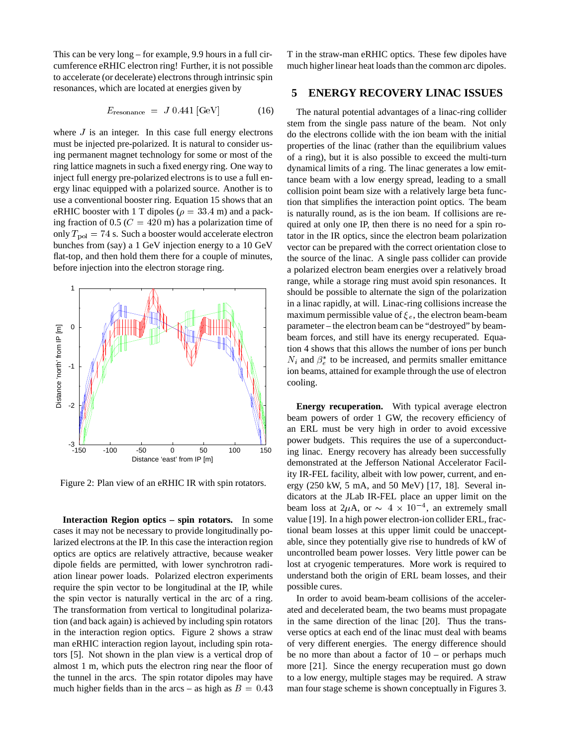This can be very long – for example, 9.9 hours in a full circumference eRHIC electron ring! Further, it is not possible to accelerate (or decelerate) electrons through intrinsic spin resonances, which are located at energies given by

$$E_{\rm resonance} \;=\; J\,0.441\,[\rm GeV] \tag{16}$$

where $J$ is an integer. In this case full energy electrons must be injected pre-polarized. It is natural to consider using permanent magnet technology for some or most of the ring lattice magnets in such a fixed energy ring. One way to inject full energy pre-polarized electrons is to use a full energy linac equipped with a polarized source. Another is to use a conventional booster ring. Equation 15 shows that an eRHIC booster with 1 T dipoles ($\rho = 33.4$ m) and a packing fraction of 0.5 ($C = 420$ m) has a polarization time of only $T_{\rm pol} = 74$ s. Such a booster would accelerate electron bunches from (say) a 1 GeV injection energy to a 10 GeV flat-top, and then hold them there for a couple of minutes, before injection into the electron storage ring.

Distance 'north' from IP [m]
1
0
-1
-2
-3
-150
-100
-50
0
50
100
150
Distance 'east' from IP [m]

Figure 2: Plan view of an eRHIC IR with spin rotators.

**Interaction Region optics – spin rotators.** In some cases it may not be necessary to provide longitudinally polarized electrons at the IP. In this case the interaction region optics are optics are relatively attractive, because weaker dipole fields are permitted, with lower synchrotron radiation linear power loads. Polarized electron experiments require the spin vector to be longitudinal at the IP, while the spin vector is naturally vertical in the arc of a ring. The transformation from vertical to longitudinal polarization (and back again) is achieved by including spin rotators in the interaction region optics. Figure 2 shows a straw man eRHIC interaction region layout, including spin rotators [5]. Not shown in the plan view is a vertical drop of almost 1 m, which puts the electron ring near the floor of the tunnel in the arcs. The spin rotator dipoles may have much higher fields than in the arcs – as high as $B = 0.43$ T in the straw-man eRHIC optics. These few dipoles have much higher linear heat loads than the common arc dipoles.

## 5 ENERGY RECOVERY LINAC ISSUES

The natural potential advantages of a linac-ring collider stem from the single pass nature of the beam. Not only do the electrons collide with the ion beam with the initial properties of the linac (rather than the equilibrium values of a ring), but it is also possible to exceed the multi-turn dynamical limits of a ring. The linac generates a low emittance beam with a low energy spread, leading to a small collision point beam size with a relatively large beta function that simplifies the interaction point optics. The beam is naturally round, as is the ion beam. If collisions are required at only one IP, then there is no need for a spin rotator in the IR optics, since the electron beam polarization vector can be prepared with the correct orientation close to the source of the linac. A single pass collider can provide a polarized electron beam energies over a relatively broad range, while a storage ring must avoid spin resonances. It should be possible to alternate the sign of the polarization in a linac rapidly, at will. Linac-ring collisions increase the maximum permissible value of $\xi_e$, the electron beam-beam parameter – the electron beam can be "destroyed" by beam-beam forces, and still have its energy recuperated. Equation 4 shows that this allows the number of ions per bunch $N_i$ and $\beta_e^*$ to be increased, and permits smaller emittance ion beams, attained for example through the use of electron cooling.

**Energy recuperation.** With typical average electron beam powers of order 1 GW, the recovery efficiency of an ERL must be very high in order to avoid excessive power budgets. This requires the use of a superconducting linac. Energy recovery has already been successfully demonstrated at the Jefferson National Accelerator Facility IR-FEL facility, albeit with low power, current, and energy (250 kW, 5 mA, and 50 MeV) [17, 18]. Several indicators at the JLab IR-FEL place an upper limit on the beam loss at $2\mu$A, or $\sim\; 4 \times 10^{-4}$, an extremely small value [19]. In a high power electron-ion collider ERL, fractional beam losses at this upper limit could be unacceptable, since they potentially give rise to hundreds of kW of uncontrolled beam power losses. Very little power can be lost at cryogenic temperatures. More work is required to understand both the origin of ERL beam losses, and their possible cures.

In order to avoid beam-beam collisions of the accelerated and decelerated beam, the two beams must propagate in the same direction of the linac [20]. Thus the transverse optics at each end of the linac must deal with beams of very different energies. The energy difference should be no more than about a factor of 10 – or perhaps much more [21]. Since the energy recuperation must go down to a low energy, multiple stages may be required. A straw man four stage scheme is shown conceptually in Figures 3.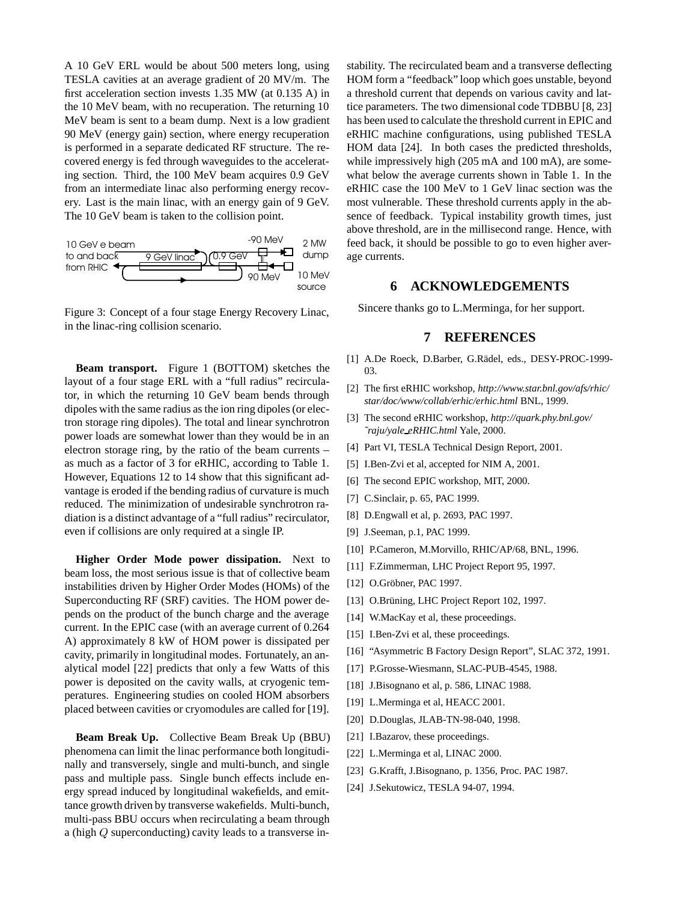A 10 GeV ERL would be about 500 meters long, using TESLA cavities at an average gradient of 20 MV/m. The first acceleration section invests 1.35 MW (at 0.135 A) in the 10 MeV beam, with no recuperation. The returning 10 MeV beam is sent to a beam dump. Next is a low gradient 90 MeV (energy gain) section, where energy recuperation is performed in a separate dedicated RF structure. The recovered energy is fed through waveguides to the accelerating section. Third, the 100 MeV beam acquires 0.9 GeV from an intermediate linac also performing energy recovery. Last is the main linac, with an energy gain of 9 GeV. The 10 GeV beam is taken to the collision point.

10 GeV e beam
to and back
from RHIC
9 GeV linac
0.9 GeV
-90 MeV
90 MeV
2 MW
dump
10 MeV
source

Figure 3: Concept of a four stage Energy Recovery Linac, in the linac-ring collision scenario.

**Beam transport.** Figure 1 (BOTTOM) sketches the layout of a four stage ERL with a "full radius" recirculator, in which the returning 10 GeV beam bends through dipoles with the same radius as the ion ring dipoles (or electron storage ring dipoles). The total and linear synchrotron power loads are somewhat lower than they would be in an electron storage ring, by the ratio of the beam currents – as much as a factor of 3 for eRHIC, according to Table 1. However, Equations 12 to 14 show that this significant advantage is eroded if the bending radius of curvature is much reduced. The minimization of undesirable synchrotron radiation is a distinct advantage of a "full radius" recirculator, even if collisions are only required at a single IP.

**Higher Order Mode power dissipation.** Next to beam loss, the most serious issue is that of collective beam instabilities driven by Higher Order Modes (HOMs) of the Superconducting RF (SRF) cavities. The HOM power depends on the product of the bunch charge and the average current. In the EPIC case (with an average current of 0.264 A) approximately 8 kW of HOM power is dissipated per cavity, primarily in longitudinal modes. Fortunately, an analytical model [22] predicts that only a few Watts of this power is deposited on the cavity walls, at cryogenic temperatures. Engineering studies on cooled HOM absorbers placed between cavities or cryomodules are called for [19].

**Beam Break Up.** Collective Beam Break Up (BBU) phenomena can limit the linac performance both longitudinally and transversely, single and multi-bunch, and single pass and multiple pass. Single bunch effects include energy spread induced by longitudinal wakefields, and emittance growth driven by transverse wakefields. Multi-bunch, multi-pass BBU occurs when recirculating a beam through a (high $Q$ superconducting) cavity leads to a transverse instability. The recirculated beam and a transverse deflecting HOM form a "feedback" loop which goes unstable, beyond a threshold current that depends on various cavity and lattice parameters. The two dimensional code TDBBU [8, 23] has been used to calculate the threshold current in EPIC and eRHIC machine configurations, using published TESLA HOM data [24]. In both cases the predicted thresholds, while impressively high (205 mA and 100 mA), are somewhat below the average currents shown in Table 1. In the eRHIC case the 100 MeV to 1 GeV linac section was the most vulnerable. These threshold currents apply in the absence of feedback. Typical instability growth times, just above threshold, are in the millisecond range. Hence, with feed back, it should be possible to go to even higher average currents.

## 6 ACKNOWLEDGEMENTS

Sincere thanks go to L.Merminga, for her support.

## 7 REFERENCES

[1] A.De Roeck, D.Barber, G.Rädel, eds., DESY-PROC-1999-03.

[2] The first eRHIC workshop, *http://www.star.bnl.gov/afs/rhic/star/doc/www/collab/erhic/erhic.html* BNL, 1999.

[3] The second eRHIC workshop, *http://quark.phy.bnl.gov/~raju/yale_eRHIC.html* Yale, 2000.

[4] Part VI, TESLA Technical Design Report, 2001.

[5] I.Ben-Zvi et al, accepted for NIM A, 2001.

[6] The second EPIC workshop, MIT, 2000.

[7] C.Sinclair, p. 65, PAC 1999.

[8] D.Engwall et al, p. 2693, PAC 1997.

[9] J.Seeman, p.1, PAC 1999.

[10] P.Cameron, M.Morvillo, RHIC/AP/68, BNL, 1996.

[11] F.Zimmerman, LHC Project Report 95, 1997.

[12] O.Gröbner, PAC 1997.

[13] O.Brüning, LHC Project Report 102, 1997.

[14] W.MacKay et al, these proceedings.

[15] I.Ben-Zvi et al, these proceedings.

[16] "Asymmetric B Factory Design Report", SLAC 372, 1991.

[17] P.Grosse-Wiesmann, SLAC-PUB-4545, 1988.

[18] J.Bisognano et al, p. 586, LINAC 1988.

[19] L.Merminga et al, HEACC 2001.

[20] D.Douglas, JLAB-TN-98-040, 1998.

[21] I.Bazarov, these proceedings.

[22] L.Merminga et al, LINAC 2000.

[23] G.Krafft, J.Bisognano, p. 1356, Proc. PAC 1987.

[24] J.Sekutowicz, TESLA 94-07, 1994.